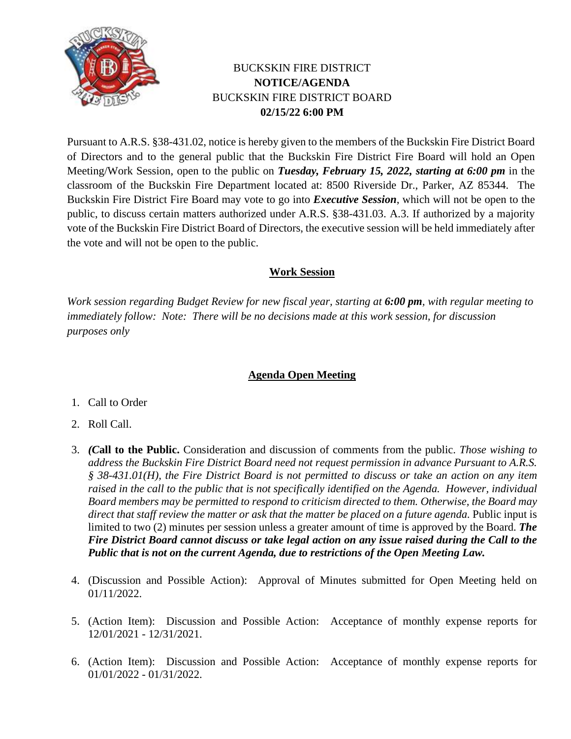BUCKSKIN FIRE DISTRICT
**NOTICE/AGENDA**
BUCKSKIN FIRE DISTRICT BOARD
**02/15/22 6:00 PM**

Pursuant to A.R.S. §38-431.02, notice is hereby given to the members of the Buckskin Fire District Board of Directors and to the general public that the Buckskin Fire District Fire Board will hold an Open Meeting/Work Session, open to the public on ***Tuesday, February 15, 2022, starting at 6:00 pm*** in the classroom of the Buckskin Fire Department located at: 8500 Riverside Dr., Parker, AZ 85344. The Buckskin Fire District Fire Board may vote to go into ***Executive Session***, which will not be open to the public, to discuss certain matters authorized under A.R.S. §38-431.03. A.3. If authorized by a majority vote of the Buckskin Fire District Board of Directors, the executive session will be held immediately after the vote and will not be open to the public.

## Work Session

*Work session regarding Budget Review for new fiscal year, starting at **6:00 pm**, with regular meeting to immediately follow: Note: There will be no decisions made at this work session, for discussion purposes only*

## Agenda Open Meeting

1. Call to Order
2. Roll Call.
3. ***(C*all to the Public.** Consideration and discussion of comments from the public. *Those wishing to address the Buckskin Fire District Board need not request permission in advance Pursuant to A.R.S. § 38-431.01(H), the Fire District Board is not permitted to discuss or take an action on any item raised in the call to the public that is not specifically identified on the Agenda. However, individual Board members may be permitted to respond to criticism directed to them. Otherwise, the Board may direct that staff review the matter or ask that the matter be placed on a future agenda.* Public input is limited to two (2) minutes per session unless a greater amount of time is approved by the Board. ***The Fire District Board cannot discuss or take legal action on any issue raised during the Call to the Public that is not on the current Agenda, due to restrictions of the Open Meeting Law.***
4. (Discussion and Possible Action): Approval of Minutes submitted for Open Meeting held on 01/11/2022.
5. (Action Item): Discussion and Possible Action: Acceptance of monthly expense reports for 12/01/2021 - 12/31/2021.
6. (Action Item): Discussion and Possible Action: Acceptance of monthly expense reports for 01/01/2022 - 01/31/2022.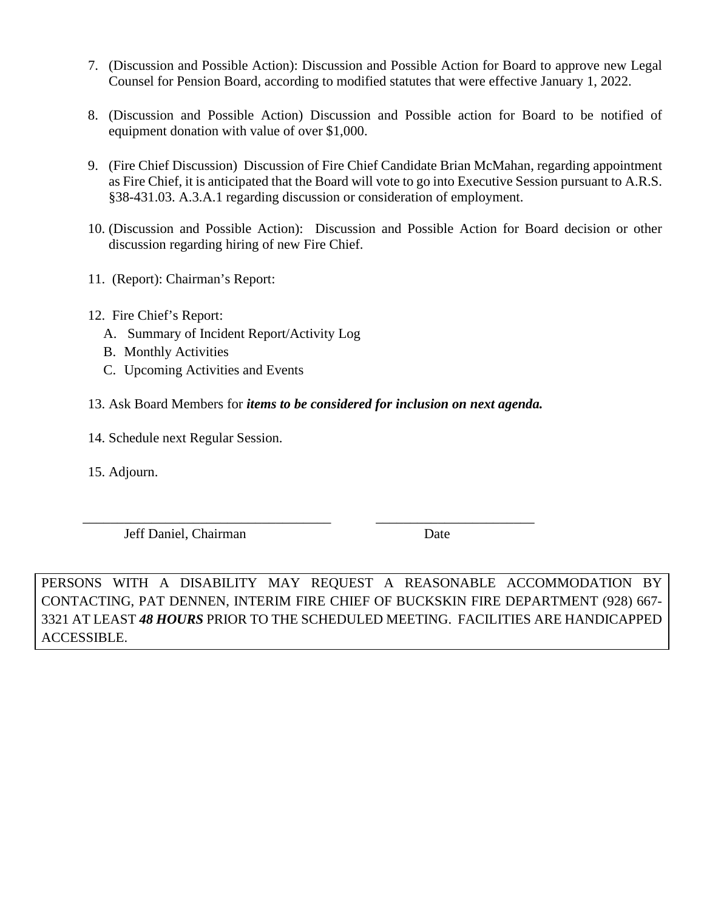7. (Discussion and Possible Action): Discussion and Possible Action for Board to approve new Legal Counsel for Pension Board, according to modified statutes that were effective January 1, 2022.

8. (Discussion and Possible Action) Discussion and Possible action for Board to be notified of equipment donation with value of over $1,000.

9. (Fire Chief Discussion) Discussion of Fire Chief Candidate Brian McMahan, regarding appointment as Fire Chief, it is anticipated that the Board will vote to go into Executive Session pursuant to A.R.S. §38-431.03. A.3.A.1 regarding discussion or consideration of employment.

10. (Discussion and Possible Action): Discussion and Possible Action for Board decision or other discussion regarding hiring of new Fire Chief.

11. (Report): Chairman's Report:

12. Fire Chief's Report:
    - A. Summary of Incident Report/Activity Log
    - B. Monthly Activities
    - C. Upcoming Activities and Events

13. Ask Board Members for ***items to be considered for inclusion on next agenda.***

14. Schedule next Regular Session.

15. Adjourn.

\_\_\_\_\_\_\_\_\_\_\_\_\_\_\_\_\_\_\_\_\_\_\_\_\_\_\_\_\_\_\_\_\_\_\_\_ \_\_\_\_\_\_\_\_\_\_\_\_\_\_\_\_\_\_\_\_\_\_\_\_

Jeff Daniel, Chairman Date

PERSONS WITH A DISABILITY MAY REQUEST A REASONABLE ACCOMMODATION BY CONTACTING, PAT DENNEN, INTERIM FIRE CHIEF OF BUCKSKIN FIRE DEPARTMENT (928) 667-3321 AT LEAST ***48 HOURS*** PRIOR TO THE SCHEDULED MEETING. FACILITIES ARE HANDICAPPED ACCESSIBLE.